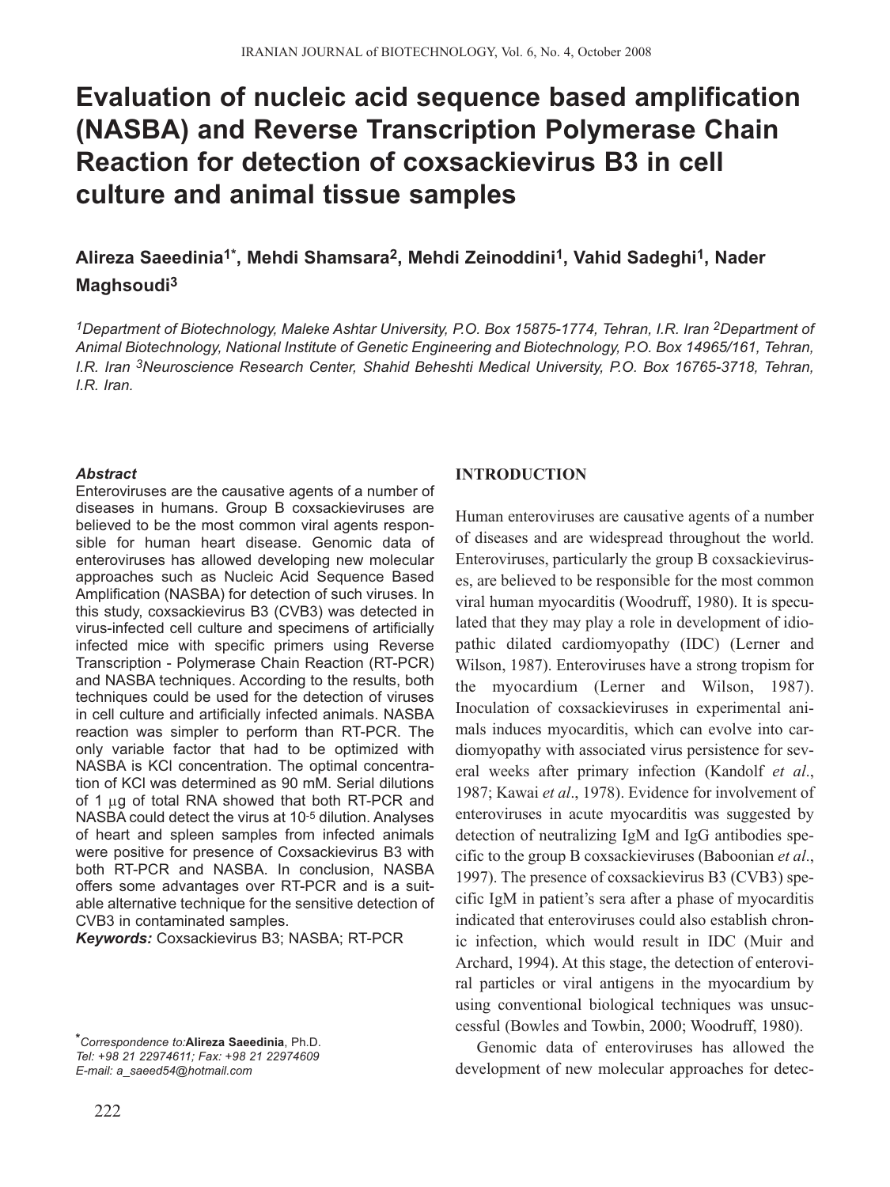# Evaluation of nucleic acid sequence based amplification (NASBA) and Reverse Transcription Polymerase Chain Reaction for detection of coxsackievirus B3 in cell culture and animal tissue samples

**Alireza Saeedinia[1*], Mehdi Shamsara[2], Mehdi Zeinoddini[1], Vahid Sadeghi[1], Nader Maghsoudi[3]**

*[1]Department of Biotechnology, Maleke Ashtar University, P.O. Box 15875-1774, Tehran, I.R. Iran [2]Department of Animal Biotechnology, National Institute of Genetic Engineering and Biotechnology, P.O. Box 14965/161, Tehran, I.R. Iran [3]Neuroscience Research Center, Shahid Beheshti Medical University, P.O. Box 16765-3718, Tehran, I.R. Iran.*

***Abstract***

Enteroviruses are the causative agents of a number of diseases in humans. Group B coxsackieviruses are believed to be the most common viral agents responsible for human heart disease. Genomic data of enteroviruses has allowed developing new molecular approaches such as Nucleic Acid Sequence Based Amplification (NASBA) for detection of such viruses. In this study, coxsackievirus B3 (CVB3) was detected in virus-infected cell culture and specimens of artificially infected mice with specific primers using Reverse Transcription - Polymerase Chain Reaction (RT-PCR) and NASBA techniques. According to the results, both techniques could be used for the detection of viruses in cell culture and artificially infected animals. NASBA reaction was simpler to perform than RT-PCR. The only variable factor that had to be optimized with NASBA is KCl concentration. The optimal concentration of KCl was determined as 90 mM. Serial dilutions of 1 μg of total RNA showed that both RT-PCR and NASBA could detect the virus at $10^{-5}$ dilution. Analyses of heart and spleen samples from infected animals were positive for presence of Coxsackievirus B3 with both RT-PCR and NASBA. In conclusion, NASBA offers some advantages over RT-PCR and is a suitable alternative technique for the sensitive detection of CVB3 in contaminated samples.

***Keywords:*** Coxsackievirus B3; NASBA; RT-PCR

*Correspondence to:* **Alireza Saeedinia**, Ph.D.
*Tel: +98 21 22974611; Fax: +98 21 22974609*
*E-mail: a_saeed54@hotmail.com*

## INTRODUCTION

Human enteroviruses are causative agents of a number of diseases and are widespread throughout the world. Enteroviruses, particularly the group B coxsackieviruses, are believed to be responsible for the most common viral human myocarditis (Woodruff, 1980). It is speculated that they may play a role in development of idiopathic dilated cardiomyopathy (IDC) (Lerner and Wilson, 1987). Enteroviruses have a strong tropism for the myocardium (Lerner and Wilson, 1987). Inoculation of coxsackieviruses in experimental animals induces myocarditis, which can evolve into cardiomyopathy with associated virus persistence for several weeks after primary infection (Kandolf *et al*., 1987; Kawai *et al*., 1978). Evidence for involvement of enteroviruses in acute myocarditis was suggested by detection of neutralizing IgM and IgG antibodies specific to the group B coxsackieviruses (Baboonian *et al*., 1997). The presence of coxsackievirus B3 (CVB3) specific IgM in patient's sera after a phase of myocarditis indicated that enteroviruses could also establish chronic infection, which would result in IDC (Muir and Archard, 1994). At this stage, the detection of enteroviral particles or viral antigens in the myocardium by using conventional biological techniques was unsuccessful (Bowles and Towbin, 2000; Woodruff, 1980).

Genomic data of enteroviruses has allowed the development of new molecular approaches for detec-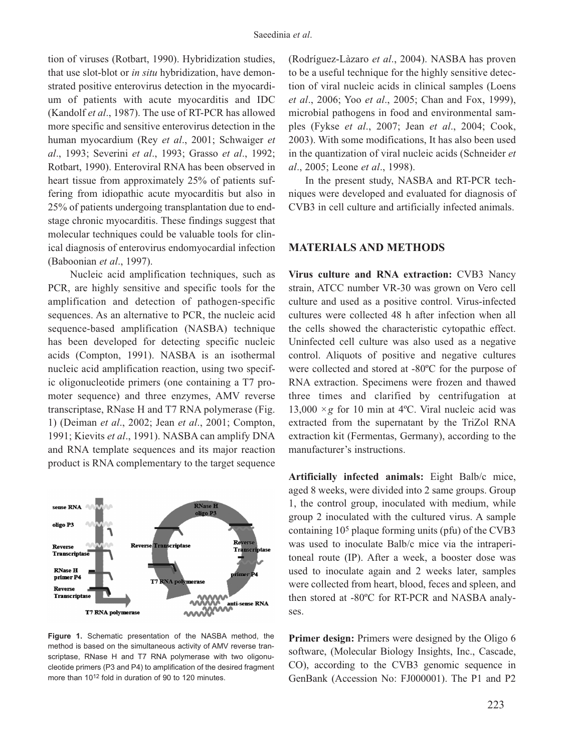tion of viruses (Rotbart, 1990). Hybridization studies, that use slot-blot or *in situ* hybridization, have demonstrated positive enterovirus detection in the myocardium of patients with acute myocarditis and IDC (Kandolf *et al*., 1987). The use of RT-PCR has allowed more specific and sensitive enterovirus detection in the human myocardium (Rey *et al*., 2001; Schwaiger *et al*., 1993; Severini *et al*., 1993; Grasso *et al*., 1992; Rotbart, 1990). Enteroviral RNA has been observed in heart tissue from approximately 25% of patients suffering from idiopathic acute myocarditis but also in 25% of patients undergoing transplantation due to end-stage chronic myocarditis. These findings suggest that molecular techniques could be valuable tools for clinical diagnosis of enterovirus endomyocardial infection (Baboonian *et al*., 1997).

Nucleic acid amplification techniques, such as PCR, are highly sensitive and specific tools for the amplification and detection of pathogen-specific sequences. As an alternative to PCR, the nucleic acid sequence-based amplification (NASBA) technique has been developed for detecting specific nucleic acids (Compton, 1991). NASBA is an isothermal nucleic acid amplification reaction, using two specific oligonucleotide primers (one containing a T7 promoter sequence) and three enzymes, AMV reverse transcriptase, RNase H and T7 RNA polymerase (Fig. 1) (Deiman *et al*., 2002; Jean *et al*., 2001; Compton, 1991; Kievits *et al*., 1991). NASBA can amplify DNA and RNA template sequences and its major reaction product is RNA complementary to the target sequence (Rodríguez-Làzaro *et al*., 2004). NASBA has proven to be a useful technique for the highly sensitive detection of viral nucleic acids in clinical samples (Loens *et al*., 2006; Yoo *et al*., 2005; Chan and Fox, 1999), microbial pathogens in food and environmental samples (Fykse *et al*., 2007; Jean *et al*., 2004; Cook, 2003). With some modifications, It has also been used in the quantization of viral nucleic acids (Schneider *et al*., 2005; Leone *et al*., 1998).

**Figure 1.** Schematic presentation of the NASBA method, the method is based on the simultaneous activity of AMV reverse transcriptase, RNase H and T7 RNA polymerase with two oligonucleotide primers (P3 and P4) to amplification of the desired fragment more than $10^{12}$ fold in duration of 90 to 120 minutes.

In the present study, NASBA and RT-PCR techniques were developed and evaluated for diagnosis of CVB3 in cell culture and artificially infected animals.

## MATERIALS AND METHODS

**Virus culture and RNA extraction:** CVB3 Nancy strain, ATCC number VR-30 was grown on Vero cell culture and used as a positive control. Virus-infected cultures were collected 48 h after infection when all the cells showed the characteristic cytopathic effect. Uninfected cell culture was also used as a negative control. Aliquots of positive and negative cultures were collected and stored at -80ºC for the purpose of RNA extraction. Specimens were frozen and thawed three times and clarified by centrifugation at 13,000 ×*g* for 10 min at 4ºC. Viral nucleic acid was extracted from the supernatant by the TriZol RNA extraction kit (Fermentas, Germany), according to the manufacturer's instructions.

**Artificially infected animals:** Eight Balb/c mice, aged 8 weeks, were divided into 2 same groups. Group 1, the control group, inoculated with medium, while group 2 inoculated with the cultured virus. A sample containing $10^5$ plaque forming units (pfu) of the CVB3 was used to inoculate Balb/c mice via the intraperitoneal route (IP). After a week, a booster dose was used to inoculate again and 2 weeks later, samples were collected from heart, blood, feces and spleen, and then stored at -80ºC for RT-PCR and NASBA analyses.

**Primer design:** Primers were designed by the Oligo 6 software, (Molecular Biology Insights, Inc., Cascade, CO), according to the CVB3 genomic sequence in GenBank (Accession No: FJ000001). The P1 and P2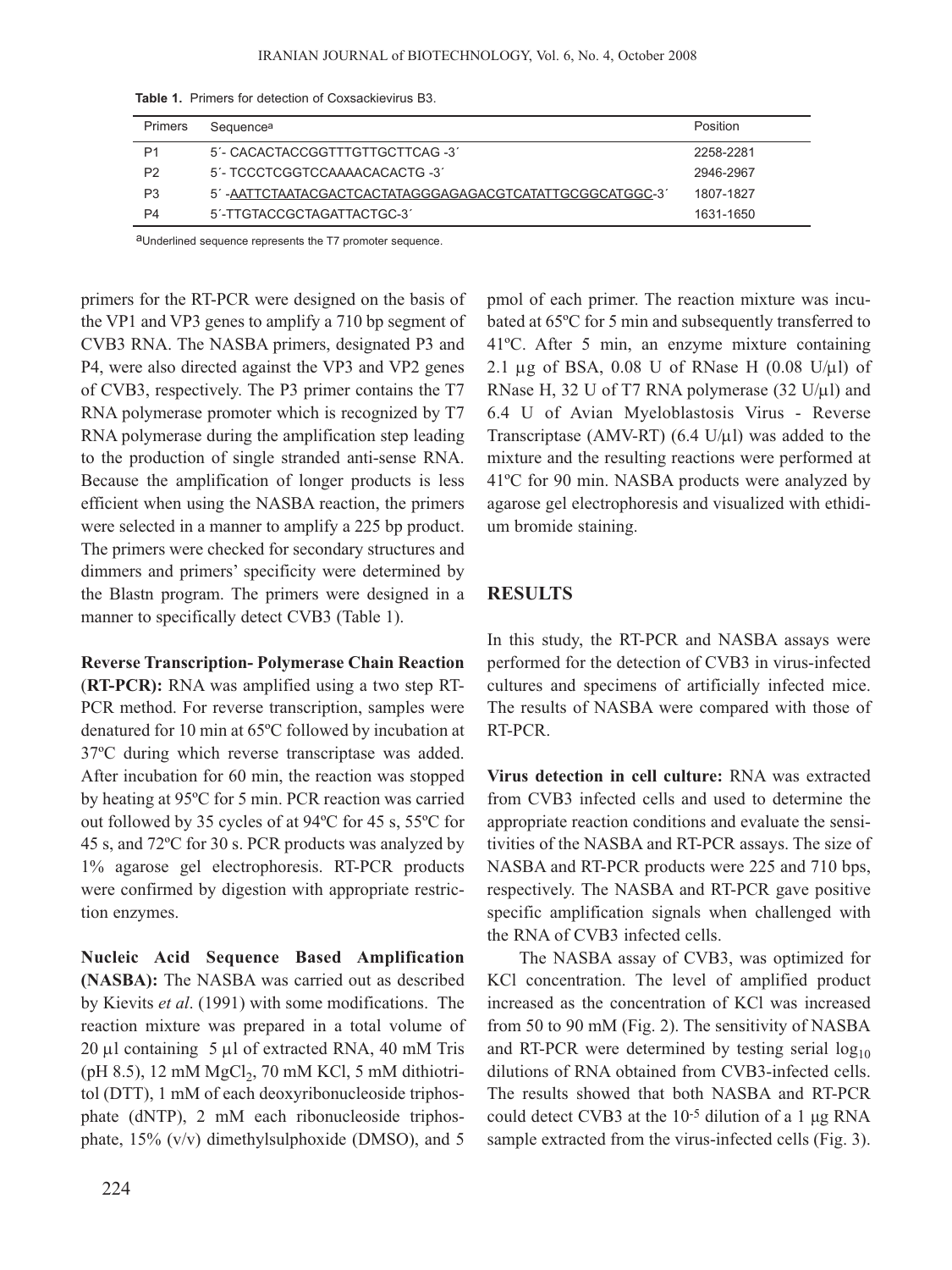**Table 1.** Primers for detection of Coxsackievirus B3.

| Primers | Sequence[a] | Position |
|---|---|---|
| P1 | 5´- CACACTACCGGTTTGTTGCTTCAG -3´ | 2258-2281 |
| P2 | 5´- TCCCTCGGTCCAAAACACACTG -3´ | 2946-2967 |
| P3 | 5´ -AATTCTAATACGACTCACTATAGGGAGAGACGTCATATTGCGGCATGGC-3´ | 1807-1827 |
| P4 | 5´-TTGTACCGCTAGATTACTGC-3´ | 1631-1650 |

[a]Underlined sequence represents the T7 promoter sequence.

primers for the RT-PCR were designed on the basis of the VP1 and VP3 genes to amplify a 710 bp segment of CVB3 RNA. The NASBA primers, designated P3 and P4, were also directed against the VP3 and VP2 genes of CVB3, respectively. The P3 primer contains the T7 RNA polymerase promoter which is recognized by T7 RNA polymerase during the amplification step leading to the production of single stranded anti-sense RNA. Because the amplification of longer products is less efficient when using the NASBA reaction, the primers were selected in a manner to amplify a 225 bp product. The primers were checked for secondary structures and dimmers and primers' specificity were determined by the Blastn program. The primers were designed in a manner to specifically detect CVB3 (Table 1).

**Reverse Transcription- Polymerase Chain Reaction (RT-PCR):** RNA was amplified using a two step RT-PCR method. For reverse transcription, samples were denatured for 10 min at 65ºC followed by incubation at 37ºC during which reverse transcriptase was added. After incubation for 60 min, the reaction was stopped by heating at 95ºC for 5 min. PCR reaction was carried out followed by 35 cycles of at 94ºC for 45 s, 55ºC for 45 s, and 72ºC for 30 s. PCR products was analyzed by 1% agarose gel electrophoresis. RT-PCR products were confirmed by digestion with appropriate restriction enzymes.

**Nucleic Acid Sequence Based Amplification (NASBA):** The NASBA was carried out as described by Kievits *et al*. (1991) with some modifications. The reaction mixture was prepared in a total volume of 20 µl containing 5 µl of extracted RNA, 40 mM Tris (pH 8.5), 12 mM $MgCl_2$, 70 mM KCl, 5 mM dithiotritol (DTT), 1 mM of each deoxyribonucleoside triphosphate (dNTP), 2 mM each ribonucleoside triphosphate, 15% (v/v) dimethylsulphoxide (DMSO), and 5 pmol of each primer. The reaction mixture was incubated at 65ºC for 5 min and subsequently transferred to 41ºC. After 5 min, an enzyme mixture containing 2.1 µg of BSA, 0.08 U of RNase H (0.08 U/µl) of RNase H, 32 U of T7 RNA polymerase (32 U/µl) and 6.4 U of Avian Myeloblastosis Virus - Reverse Transcriptase (AMV-RT) (6.4 U/µl) was added to the mixture and the resulting reactions were performed at 41ºC for 90 min. NASBA products were analyzed by agarose gel electrophoresis and visualized with ethidium bromide staining.

## RESULTS

In this study, the RT-PCR and NASBA assays were performed for the detection of CVB3 in virus-infected cultures and specimens of artificially infected mice. The results of NASBA were compared with those of RT-PCR.

**Virus detection in cell culture:** RNA was extracted from CVB3 infected cells and used to determine the appropriate reaction conditions and evaluate the sensitivities of the NASBA and RT-PCR assays. The size of NASBA and RT-PCR products were 225 and 710 bps, respectively. The NASBA and RT-PCR gave positive specific amplification signals when challenged with the RNA of CVB3 infected cells.

The NASBA assay of CVB3, was optimized for KCl concentration. The level of amplified product increased as the concentration of KCl was increased from 50 to 90 mM (Fig. 2). The sensitivity of NASBA and RT-PCR were determined by testing serial $\log_{10}$ dilutions of RNA obtained from CVB3-infected cells. The results showed that both NASBA and RT-PCR could detect CVB3 at the $10^{-5}$ dilution of a 1 µg RNA sample extracted from the virus-infected cells (Fig. 3).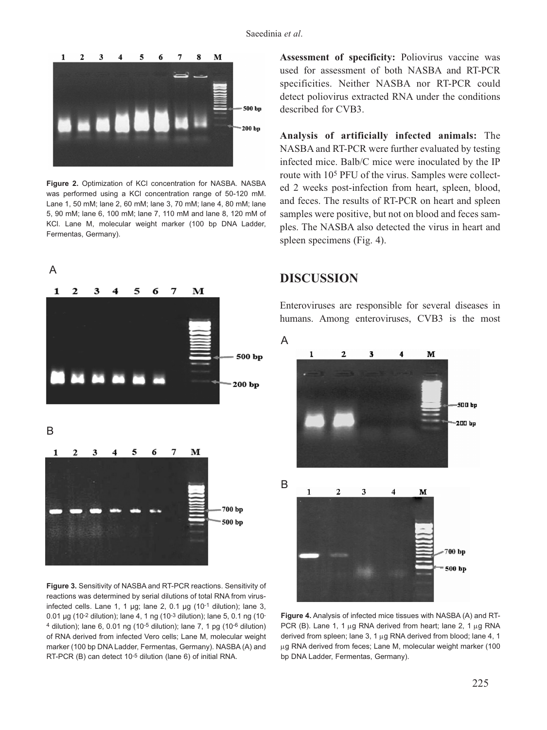Figure 2. Optimization of KCl concentration for NASBA. NASBA was performed using a KCl concentration range of 50-120 mM. Lane 1, 50 mM; lane 2, 60 mM; lane 3, 70 mM; lane 4, 80 mM; lane 5, 90 mM; lane 6, 100 mM; lane 7, 110 mM and lane 8, 120 mM of KCl. Lane M, molecular weight marker (100 bp DNA Ladder, Fermentas, Germany).

Figure 3. Sensitivity of NASBA and RT-PCR reactions. Sensitivity of reactions was determined by serial dilutions of total RNA from virus-infected cells. Lane 1, 1 µg; lane 2, 0.1 µg ($10^{-1}$ dilution); lane 3, 0.01 µg ($10^{-2}$ dilution); lane 4, 1 ng ($10^{-3}$ dilution); lane 5, 0.1 ng ($10^{-4}$ dilution); lane 6, 0.01 ng ($10^{-5}$ dilution); lane 7, 1 pg ($10^{-6}$ dilution) of RNA derived from infected Vero cells; Lane M, molecular weight marker (100 bp DNA Ladder, Fermentas, Germany). NASBA (A) and RT-PCR (B) can detect $10^{-5}$ dilution (lane 6) of initial RNA.

**Assessment of specificity:** Poliovirus vaccine was used for assessment of both NASBA and RT-PCR specificities. Neither NASBA nor RT-PCR could detect poliovirus extracted RNA under the conditions described for CVB3.

**Analysis of artificially infected animals:** The NASBA and RT-PCR were further evaluated by testing infected mice. Balb/C mice were inoculated by the IP route with $10^5$ PFU of the virus. Samples were collected 2 weeks post-infection from heart, spleen, blood, and feces. The results of RT-PCR on heart and spleen samples were positive, but not on blood and feces samples. The NASBA also detected the virus in heart and spleen specimens (Fig. 4).

## DISCUSSION

Enteroviruses are responsible for several diseases in humans. Among enteroviruses, CVB3 is the most

Figure 4. Analysis of infected mice tissues with NASBA (A) and RT-PCR (B). Lane 1, 1 µg RNA derived from heart; lane 2, 1 µg RNA derived from spleen; lane 3, 1 µg RNA derived from blood; lane 4, 1 µg RNA derived from feces; Lane M, molecular weight marker (100 bp DNA Ladder, Fermentas, Germany).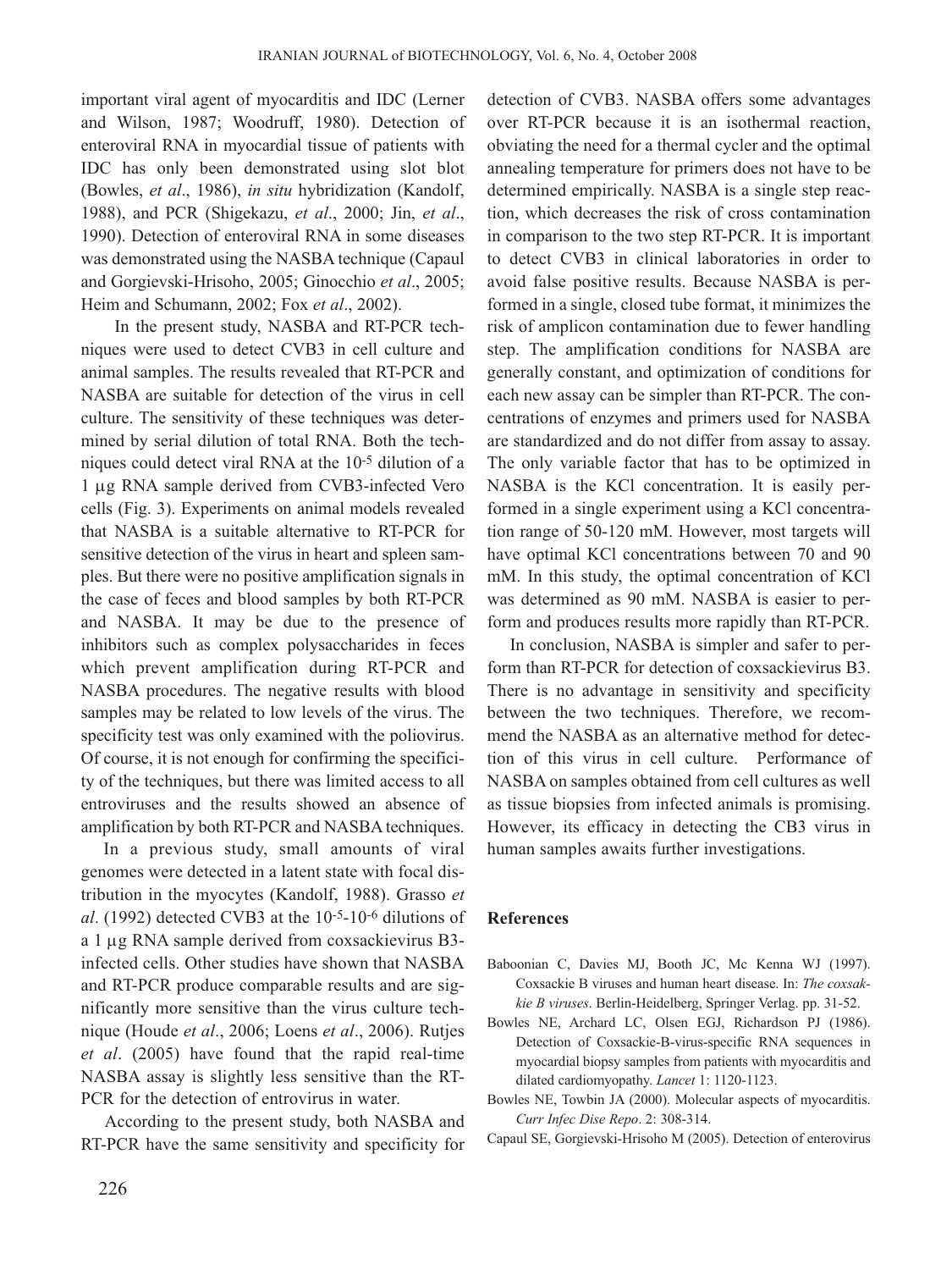important viral agent of myocarditis and IDC (Lerner and Wilson, 1987; Woodruff, 1980). Detection of enteroviral RNA in myocardial tissue of patients with IDC has only been demonstrated using slot blot (Bowles, *et al*., 1986), *in situ* hybridization (Kandolf, 1988), and PCR (Shigekazu, *et al*., 2000; Jin, *et al*., 1990). Detection of enteroviral RNA in some diseases was demonstrated using the NASBA technique (Capaul and Gorgievski-Hrisoho, 2005; Ginocchio *et al*., 2005; Heim and Schumann, 2002; Fox *et al*., 2002).

In the present study, NASBA and RT-PCR techniques were used to detect CVB3 in cell culture and animal samples. The results revealed that RT-PCR and NASBA are suitable for detection of the virus in cell culture. The sensitivity of these techniques was determined by serial dilution of total RNA. Both the techniques could detect viral RNA at the $10^{-5}$ dilution of a 1 µg RNA sample derived from CVB3-infected Vero cells (Fig. 3). Experiments on animal models revealed that NASBA is a suitable alternative to RT-PCR for sensitive detection of the virus in heart and spleen samples. But there were no positive amplification signals in the case of feces and blood samples by both RT-PCR and NASBA. It may be due to the presence of inhibitors such as complex polysaccharides in feces which prevent amplification during RT-PCR and NASBA procedures. The negative results with blood samples may be related to low levels of the virus. The specificity test was only examined with the poliovirus. Of course, it is not enough for confirming the specificity of the techniques, but there was limited access to all entroviruses and the results showed an absence of amplification by both RT-PCR and NASBA techniques.

In a previous study, small amounts of viral genomes were detected in a latent state with focal distribution in the myocytes (Kandolf, 1988). Grasso *et al*. (1992) detected CVB3 at the $10^{-5}$-$10^{-6}$ dilutions of a 1 µg RNA sample derived from coxsackievirus B3-infected cells. Other studies have shown that NASBA and RT-PCR produce comparable results and are significantly more sensitive than the virus culture technique (Houde *et al*., 2006; Loens *et al*., 2006). Rutjes *et al*. (2005) have found that the rapid real-time NASBA assay is slightly less sensitive than the RT-PCR for the detection of entrovirus in water.

According to the present study, both NASBA and RT-PCR have the same sensitivity and specificity for detection of CVB3. NASBA offers some advantages over RT-PCR because it is an isothermal reaction, obviating the need for a thermal cycler and the optimal annealing temperature for primers does not have to be determined empirically. NASBA is a single step reaction, which decreases the risk of cross contamination in comparison to the two step RT-PCR. It is important to detect CVB3 in clinical laboratories in order to avoid false positive results. Because NASBA is performed in a single, closed tube format, it minimizes the risk of amplicon contamination due to fewer handling step. The amplification conditions for NASBA are generally constant, and optimization of conditions for each new assay can be simpler than RT-PCR. The concentrations of enzymes and primers used for NASBA are standardized and do not differ from assay to assay. The only variable factor that has to be optimized in NASBA is the KCl concentration. It is easily performed in a single experiment using a KCl concentration range of 50-120 mM. However, most targets will have optimal KCl concentrations between 70 and 90 mM. In this study, the optimal concentration of KCl was determined as 90 mM. NASBA is easier to perform and produces results more rapidly than RT-PCR.

In conclusion, NASBA is simpler and safer to perform than RT-PCR for detection of coxsackievirus B3. There is no advantage in sensitivity and specificity between the two techniques. Therefore, we recommend the NASBA as an alternative method for detection of this virus in cell culture. Performance of NASBA on samples obtained from cell cultures as well as tissue biopsies from infected animals is promising. However, its efficacy in detecting the CB3 virus in human samples awaits further investigations.

## References

Baboonian C, Davies MJ, Booth JC, Mc Kenna WJ (1997). Coxsackie B viruses and human heart disease. In: *The coxsackie B viruses*. Berlin-Heidelberg, Springer Verlag. pp. 31-52.

Bowles NE, Archard LC, Olsen EGJ, Richardson PJ (1986). Detection of Coxsackie-B-virus-specific RNA sequences in myocardial biopsy samples from patients with myocarditis and dilated cardiomyopathy. *Lancet* 1: 1120-1123.

Bowles NE, Towbin JA (2000). Molecular aspects of myocarditis. *Curr Infec Dise Repo*. 2: 308-314.

Capaul SE, Gorgievski-Hrisoho M (2005). Detection of enterovirus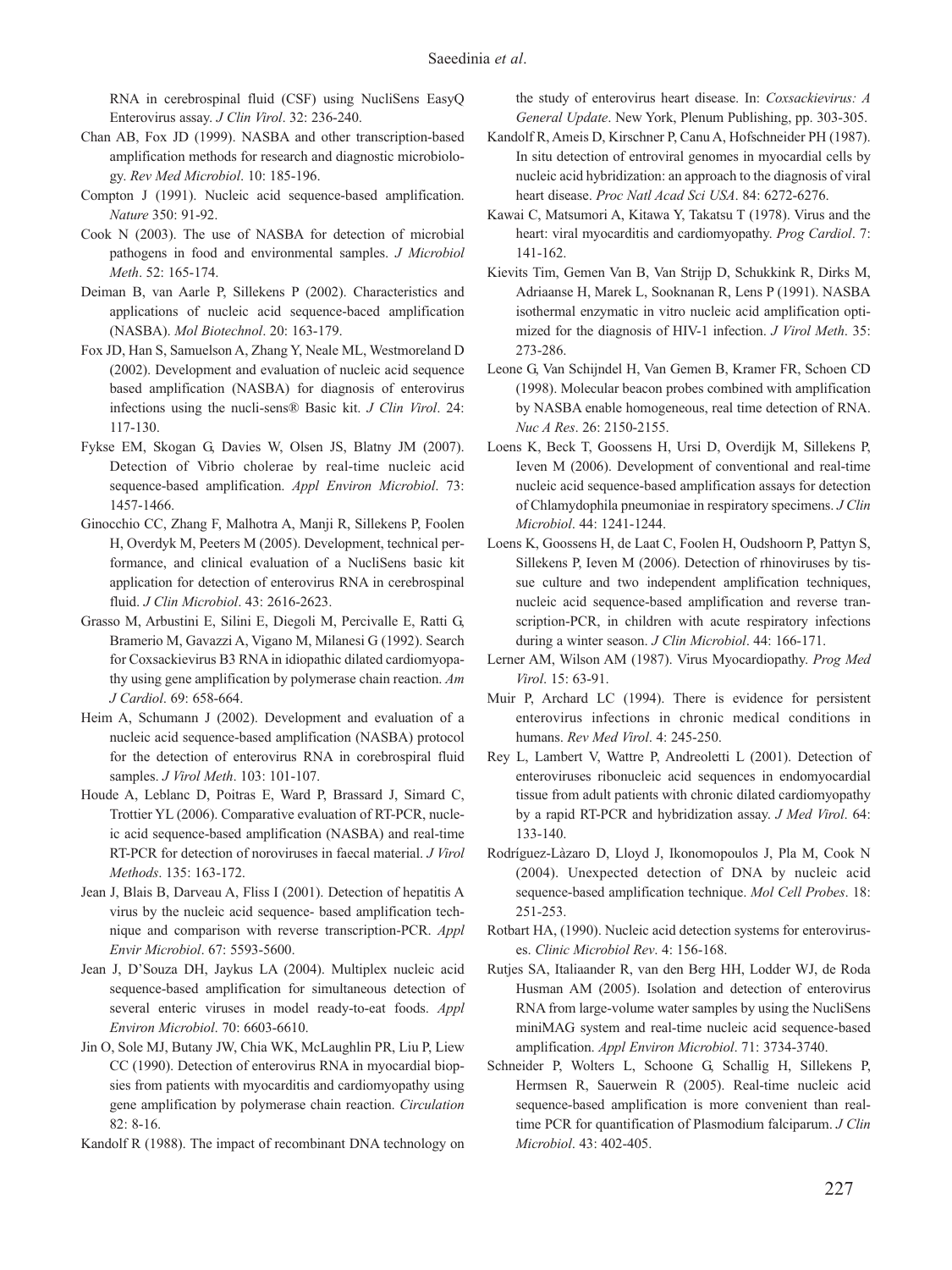RNA in cerebrospinal fluid (CSF) using NucliSens EasyQ Enterovirus assay. *J Clin Virol*. 32: 236-240.

Chan AB, Fox JD (1999). NASBA and other transcription-based amplification methods for research and diagnostic microbiology. *Rev Med Microbiol*. 10: 185-196.

Compton J (1991). Nucleic acid sequence-based amplification. *Nature* 350: 91-92.

Cook N (2003). The use of NASBA for detection of microbial pathogens in food and environmental samples. *J Microbiol Meth*. 52: 165-174.

Deiman B, van Aarle P, Sillekens P (2002). Characteristics and applications of nucleic acid sequence-baced amplification (NASBA). *Mol Biotechnol*. 20: 163-179.

Fox JD, Han S, Samuelson A, Zhang Y, Neale ML, Westmoreland D (2002). Development and evaluation of nucleic acid sequence based amplification (NASBA) for diagnosis of enterovirus infections using the nucli-sens® Basic kit. *J Clin Virol*. 24: 117-130.

Fykse EM, Skogan G, Davies W, Olsen JS, Blatny JM (2007). Detection of Vibrio cholerae by real-time nucleic acid sequence-based amplification. *Appl Environ Microbiol*. 73: 1457-1466.

Ginocchio CC, Zhang F, Malhotra A, Manji R, Sillekens P, Foolen H, Overdyk M, Peeters M (2005). Development, technical performance, and clinical evaluation of a NucliSens basic kit application for detection of enterovirus RNA in cerebrospinal fluid. *J Clin Microbiol*. 43: 2616-2623.

Grasso M, Arbustini E, Silini E, Diegoli M, Percivalle E, Ratti G, Bramerio M, Gavazzi A, Vigano M, Milanesi G (1992). Search for Coxsackievirus B3 RNA in idiopathic dilated cardiomyopathy using gene amplification by polymerase chain reaction. *Am J Cardiol*. 69: 658-664.

Heim A, Schumann J (2002). Development and evaluation of a nucleic acid sequence-based amplification (NASBA) protocol for the detection of enterovirus RNA in corebrospiral fluid samples. *J Virol Meth*. 103: 101-107.

Houde A, Leblanc D, Poitras E, Ward P, Brassard J, Simard C, Trottier YL (2006). Comparative evaluation of RT-PCR, nucleic acid sequence-based amplification (NASBA) and real-time RT-PCR for detection of noroviruses in faecal material. *J Virol Methods*. 135: 163-172.

Jean J, Blais B, Darveau A, Fliss I (2001). Detection of hepatitis A virus by the nucleic acid sequence- based amplification technique and comparison with reverse transcription-PCR. *Appl Envir Microbiol*. 67: 5593-5600.

Jean J, D'Souza DH, Jaykus LA (2004). Multiplex nucleic acid sequence-based amplification for simultaneous detection of several enteric viruses in model ready-to-eat foods. *Appl Environ Microbiol*. 70: 6603-6610.

Jin O, Sole MJ, Butany JW, Chia WK, McLaughlin PR, Liu P, Liew CC (1990). Detection of enterovirus RNA in myocardial biopsies from patients with myocarditis and cardiomyopathy using gene amplification by polymerase chain reaction. *Circulation* 82: 8-16.

Kandolf R (1988). The impact of recombinant DNA technology on the study of enterovirus heart disease. In: *Coxsackievirus: A General Update*. New York, Plenum Publishing, pp. 303-305.

Kandolf R, Ameis D, Kirschner P, Canu A, Hofschneider PH (1987). In situ detection of entroviral genomes in myocardial cells by nucleic acid hybridization: an approach to the diagnosis of viral heart disease. *Proc Natl Acad Sci USA*. 84: 6272-6276.

Kawai C, Matsumori A, Kitawa Y, Takatsu T (1978). Virus and the heart: viral myocarditis and cardiomyopathy. *Prog Cardiol*. 7: 141-162.

Kievits Tim, Gemen Van B, Van Strijp D, Schukkink R, Dirks M, Adriaanse H, Marek L, Sooknanan R, Lens P (1991). NASBA isothermal enzymatic in vitro nucleic acid amplification optimized for the diagnosis of HIV-1 infection. *J Virol Meth*. 35: 273-286.

Leone G, Van Schijndel H, Van Gemen B, Kramer FR, Schoen CD (1998). Molecular beacon probes combined with amplification by NASBA enable homogeneous, real time detection of RNA. *Nuc A Res*. 26: 2150-2155.

Loens K, Beck T, Goossens H, Ursi D, Overdijk M, Sillekens P, Ieven M (2006). Development of conventional and real-time nucleic acid sequence-based amplification assays for detection of Chlamydophila pneumoniae in respiratory specimens. *J Clin Microbiol*. 44: 1241-1244.

Loens K, Goossens H, de Laat C, Foolen H, Oudshoorn P, Pattyn S, Sillekens P, Ieven M (2006). Detection of rhinoviruses by tissue culture and two independent amplification techniques, nucleic acid sequence-based amplification and reverse transcription-PCR, in children with acute respiratory infections during a winter season. *J Clin Microbiol*. 44: 166-171.

Lerner AM, Wilson AM (1987). Virus Myocardiopathy. *Prog Med Virol*. 15: 63-91.

Muir P, Archard LC (1994). There is evidence for persistent enterovirus infections in chronic medical conditions in humans. *Rev Med Virol*. 4: 245-250.

Rey L, Lambert V, Wattre P, Andreoletti L (2001). Detection of enteroviruses ribonucleic acid sequences in endomyocardial tissue from adult patients with chronic dilated cardiomyopathy by a rapid RT-PCR and hybridization assay. *J Med Virol*. 64: 133-140.

Rodríguez-Làzaro D, Lloyd J, Ikonomopoulos J, Pla M, Cook N (2004). Unexpected detection of DNA by nucleic acid sequence-based amplification technique. *Mol Cell Probes*. 18: 251-253.

Rotbart HA, (1990). Nucleic acid detection systems for enteroviruses. *Clinic Microbiol Rev*. 4: 156-168.

Rutjes SA, Italiaander R, van den Berg HH, Lodder WJ, de Roda Husman AM (2005). Isolation and detection of enterovirus RNA from large-volume water samples by using the NucliSens miniMAG system and real-time nucleic acid sequence-based amplification. *Appl Environ Microbiol*. 71: 3734-3740.

Schneider P, Wolters L, Schoone G, Schallig H, Sillekens P, Hermsen R, Sauerwein R (2005). Real-time nucleic acid sequence-based amplification is more convenient than real-time PCR for quantification of Plasmodium falciparum. *J Clin Microbiol*. 43: 402-405.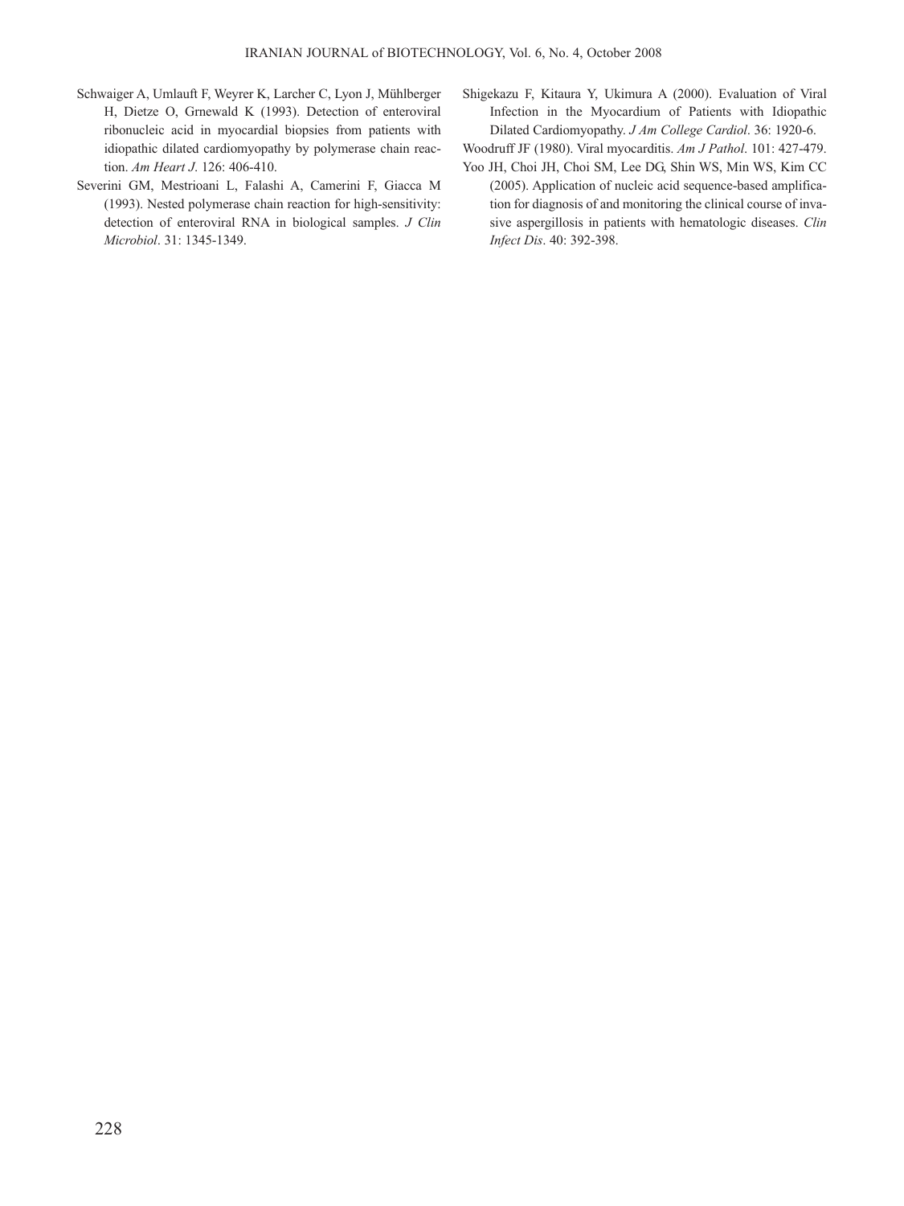Schwaiger A, Umlauft F, Weyrer K, Larcher C, Lyon J, Mühlberger H, Dietze O, Grnewald K (1993). Detection of enteroviral ribonucleic acid in myocardial biopsies from patients with idiopathic dilated cardiomyopathy by polymerase chain reaction. *Am Heart J*. 126: 406-410.

Severini GM, Mestrioani L, Falashi A, Camerini F, Giacca M (1993). Nested polymerase chain reaction for high-sensitivity: detection of enteroviral RNA in biological samples. *J Clin Microbiol*. 31: 1345-1349.

Shigekazu F, Kitaura Y, Ukimura A (2000). Evaluation of Viral Infection in the Myocardium of Patients with Idiopathic Dilated Cardiomyopathy. *J Am College Cardiol*. 36: 1920-6.

Woodruff JF (1980). Viral myocarditis. *Am J Pathol*. 101: 427-479.

Yoo JH, Choi JH, Choi SM, Lee DG, Shin WS, Min WS, Kim CC (2005). Application of nucleic acid sequence-based amplification for diagnosis of and monitoring the clinical course of invasive aspergillosis in patients with hematologic diseases. *Clin Infect Dis*. 40: 392-398.